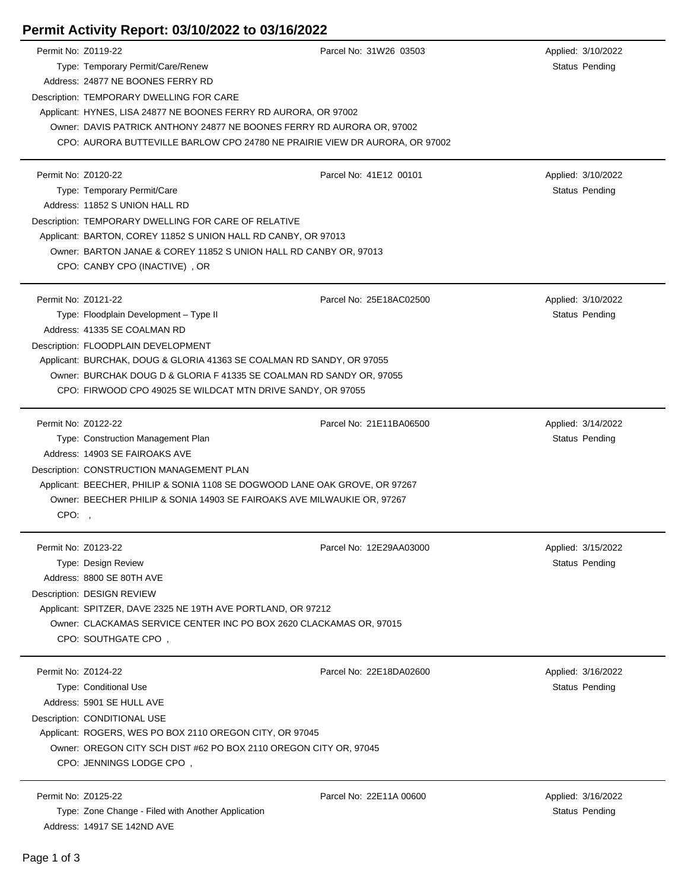# Permit Activity Report: 03/10/2022 to 03/16/2022

Permit No: Z0119-22 | Parcel No: 31W26 03503 | Applied: 3/10/2022
Type: Temporary Permit/Care/Renew | Status Pending
Address: 24877 NE BOONES FERRY RD
Description: TEMPORARY DWELLING FOR CARE
Applicant: HYNES, LISA 24877 NE BOONES FERRY RD AURORA, OR 97002
Owner: DAVIS PATRICK ANTHONY 24877 NE BOONES FERRY RD AURORA OR, 97002
CPO: AURORA BUTTEVILLE BARLOW CPO 24780 NE PRAIRIE VIEW DR AURORA, OR 97002

---

Permit No: Z0120-22 | Parcel No: 41E12 00101 | Applied: 3/10/2022
Type: Temporary Permit/Care | Status Pending
Address: 11852 S UNION HALL RD
Description: TEMPORARY DWELLING FOR CARE OF RELATIVE
Applicant: BARTON, COREY 11852 S UNION HALL RD CANBY, OR 97013
Owner: BARTON JANAE & COREY 11852 S UNION HALL RD CANBY OR, 97013
CPO: CANBY CPO (INACTIVE) , OR

---

Permit No: Z0121-22 | Parcel No: 25E18AC02500 | Applied: 3/10/2022
Type: Floodplain Development – Type II | Status Pending
Address: 41335 SE COALMAN RD
Description: FLOODPLAIN DEVELOPMENT
Applicant: BURCHAK, DOUG & GLORIA 41363 SE COALMAN RD SANDY, OR 97055
Owner: BURCHAK DOUG D & GLORIA F 41335 SE COALMAN RD SANDY OR, 97055
CPO: FIRWOOD CPO 49025 SE WILDCAT MTN DRIVE SANDY, OR 97055

---

Permit No: Z0122-22 | Parcel No: 21E11BA06500 | Applied: 3/14/2022
Type: Construction Management Plan | Status Pending
Address: 14903 SE FAIROAKS AVE
Description: CONSTRUCTION MANAGEMENT PLAN
Applicant: BEECHER, PHILIP & SONIA 1108 SE DOGWOOD LANE OAK GROVE, OR 97267
Owner: BEECHER PHILIP & SONIA 14903 SE FAIROAKS AVE MILWAUKIE OR, 97267
CPO: ,

---

Permit No: Z0123-22 | Parcel No: 12E29AA03000 | Applied: 3/15/2022
Type: Design Review | Status Pending
Address: 8800 SE 80TH AVE
Description: DESIGN REVIEW
Applicant: SPITZER, DAVE 2325 NE 19TH AVE PORTLAND, OR 97212
Owner: CLACKAMAS SERVICE CENTER INC PO BOX 2620 CLACKAMAS OR, 97015
CPO: SOUTHGATE CPO ,

---

Permit No: Z0124-22 | Parcel No: 22E18DA02600 | Applied: 3/16/2022
Type: Conditional Use | Status Pending
Address: 5901 SE HULL AVE
Description: CONDITIONAL USE
Applicant: ROGERS, WES PO BOX 2110 OREGON CITY, OR 97045
Owner: OREGON CITY SCH DIST #62 PO BOX 2110 OREGON CITY OR, 97045
CPO: JENNINGS LODGE CPO ,

---

Permit No: Z0125-22 | Parcel No: 22E11A 00600 | Applied: 3/16/2022
Type: Zone Change - Filed with Another Application | Status Pending
Address: 14917 SE 142ND AVE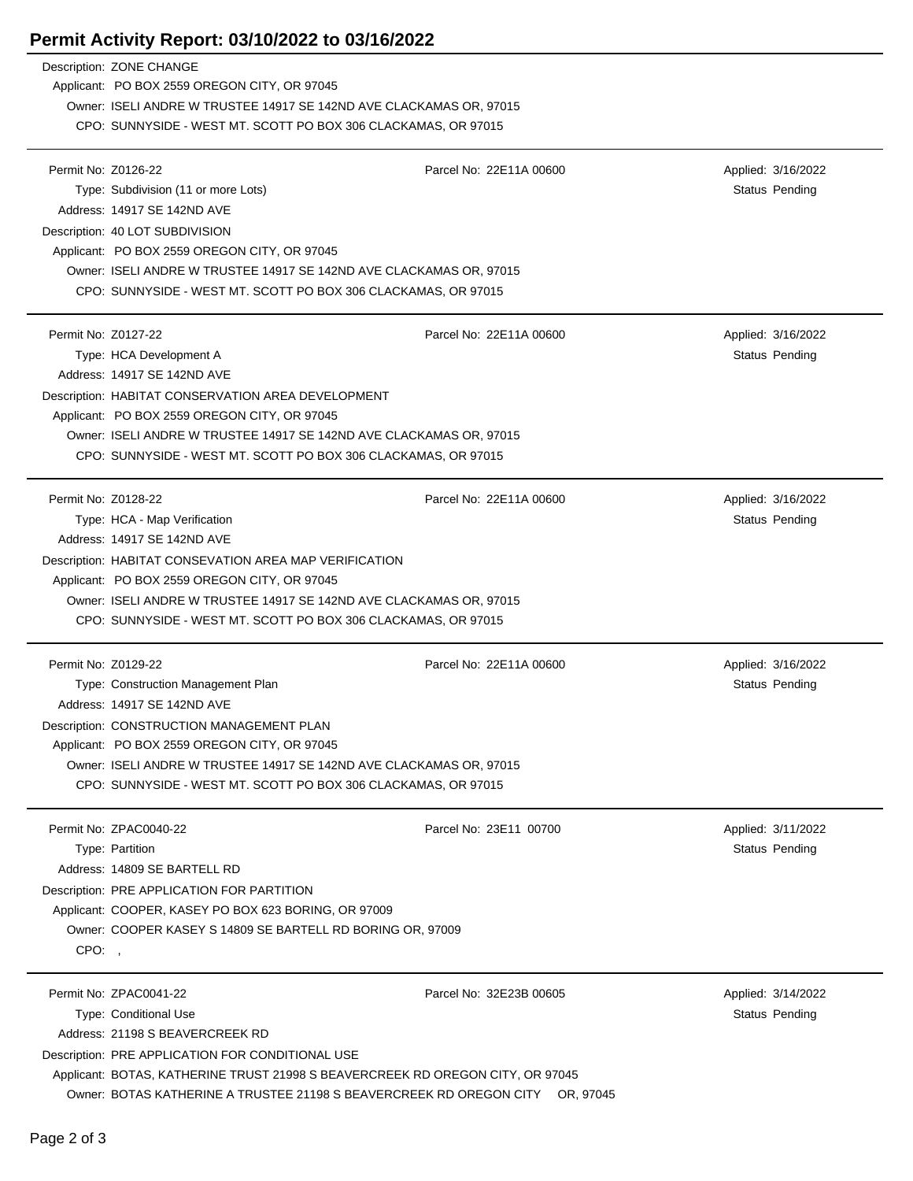# Permit Activity Report: 03/10/2022 to 03/16/2022

Description: ZONE CHANGE
Applicant: PO BOX 2559 OREGON CITY, OR 97045
Owner: ISELI ANDRE W TRUSTEE 14917 SE 142ND AVE CLACKAMAS OR, 97015
CPO: SUNNYSIDE - WEST MT. SCOTT PO BOX 306 CLACKAMAS, OR 97015

---

Permit No: Z0126-22 | Parcel No: 22E11A 00600 | Applied: 3/16/2022
Type: Subdivision (11 or more Lots) | Status Pending
Address: 14917 SE 142ND AVE
Description: 40 LOT SUBDIVISION
Applicant: PO BOX 2559 OREGON CITY, OR 97045
Owner: ISELI ANDRE W TRUSTEE 14917 SE 142ND AVE CLACKAMAS OR, 97015
CPO: SUNNYSIDE - WEST MT. SCOTT PO BOX 306 CLACKAMAS, OR 97015

---

Permit No: Z0127-22 | Parcel No: 22E11A 00600 | Applied: 3/16/2022
Type: HCA Development A | Status Pending
Address: 14917 SE 142ND AVE
Description: HABITAT CONSERVATION AREA DEVELOPMENT
Applicant: PO BOX 2559 OREGON CITY, OR 97045
Owner: ISELI ANDRE W TRUSTEE 14917 SE 142ND AVE CLACKAMAS OR, 97015
CPO: SUNNYSIDE - WEST MT. SCOTT PO BOX 306 CLACKAMAS, OR 97015

---

Permit No: Z0128-22 | Parcel No: 22E11A 00600 | Applied: 3/16/2022
Type: HCA - Map Verification | Status Pending
Address: 14917 SE 142ND AVE
Description: HABITAT CONSEVATION AREA MAP VERIFICATION
Applicant: PO BOX 2559 OREGON CITY, OR 97045
Owner: ISELI ANDRE W TRUSTEE 14917 SE 142ND AVE CLACKAMAS OR, 97015
CPO: SUNNYSIDE - WEST MT. SCOTT PO BOX 306 CLACKAMAS, OR 97015

---

Permit No: Z0129-22 | Parcel No: 22E11A 00600 | Applied: 3/16/2022
Type: Construction Management Plan | Status Pending
Address: 14917 SE 142ND AVE
Description: CONSTRUCTION MANAGEMENT PLAN
Applicant: PO BOX 2559 OREGON CITY, OR 97045
Owner: ISELI ANDRE W TRUSTEE 14917 SE 142ND AVE CLACKAMAS OR, 97015
CPO: SUNNYSIDE - WEST MT. SCOTT PO BOX 306 CLACKAMAS, OR 97015

---

Permit No: ZPAC0040-22 | Parcel No: 23E11 00700 | Applied: 3/11/2022
Type: Partition | Status Pending
Address: 14809 SE BARTELL RD
Description: PRE APPLICATION FOR PARTITION
Applicant: COOPER, KASEY PO BOX 623 BORING, OR 97009
Owner: COOPER KASEY S 14809 SE BARTELL RD BORING OR, 97009
CPO: ,

---

Permit No: ZPAC0041-22 | Parcel No: 32E23B 00605 | Applied: 3/14/2022
Type: Conditional Use | Status Pending
Address: 21198 S BEAVERCREEK RD
Description: PRE APPLICATION FOR CONDITIONAL USE
Applicant: BOTAS, KATHERINE TRUST 21998 S BEAVERCREEK RD OREGON CITY, OR 97045
Owner: BOTAS KATHERINE A TRUSTEE 21198 S BEAVERCREEK RD OREGON CITY OR, 97045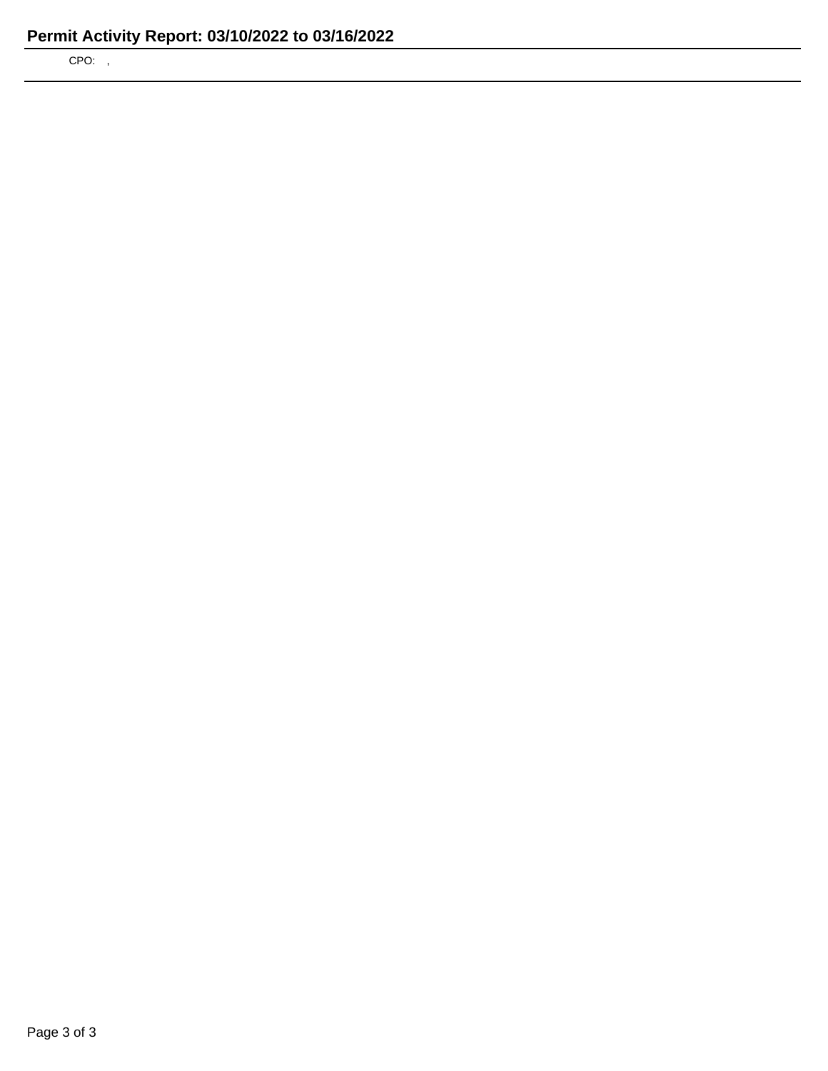# Permit Activity Report: 03/10/2022 to 03/16/2022

CPO: ,